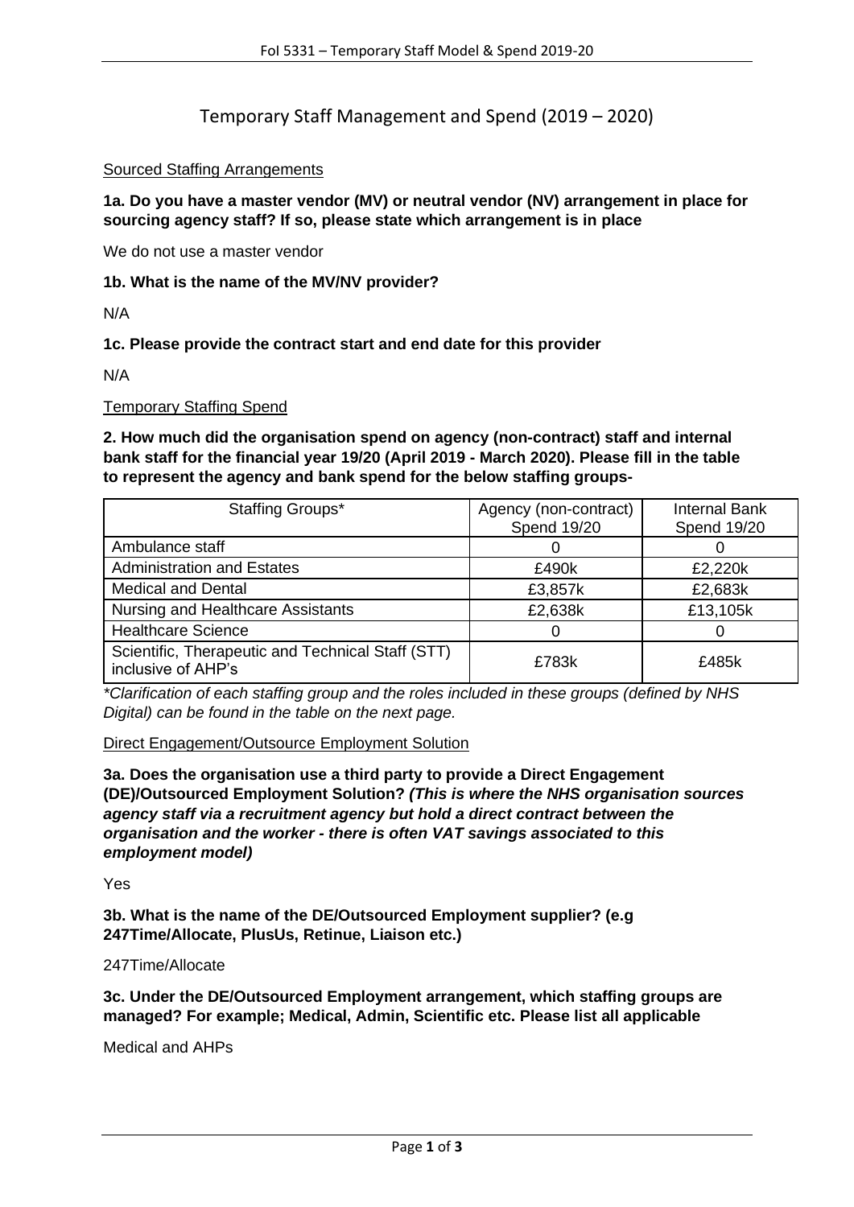# Temporary Staff Management and Spend (2019 – 2020)

Sourced Staffing Arrangements

**1a. Do you have a master vendor (MV) or neutral vendor (NV) arrangement in place for sourcing agency staff? If so, please state which arrangement is in place**

We do not use a master vendor

**1b. What is the name of the MV/NV provider?**

N/A

**1c. Please provide the contract start and end date for this provider**

N/A

Temporary Staffing Spend

**2. How much did the organisation spend on agency (non-contract) staff and internal bank staff for the financial year 19/20 (April 2019 - March 2020). Please fill in the table to represent the agency and bank spend for the below staffing groups-**

| Staffing Groups* | Agency (non-contract) Spend 19/20 | Internal Bank Spend 19/20 |
|---|---|---|
| Ambulance staff | 0 | 0 |
| Administration and Estates | £490k | £2,220k |
| Medical and Dental | £3,857k | £2,683k |
| Nursing and Healthcare Assistants | £2,638k | £13,105k |
| Healthcare Science | 0 | 0 |
| Scientific, Therapeutic and Technical Staff (STT) inclusive of AHP's | £783k | £485k |

*\*Clarification of each staffing group and the roles included in these groups (defined by NHS Digital) can be found in the table on the next page.*

Direct Engagement/Outsource Employment Solution

**3a. Does the organisation use a third party to provide a Direct Engagement (DE)/Outsourced Employment Solution?** ***(This is where the NHS organisation sources agency staff via a recruitment agency but hold a direct contract between the organisation and the worker - there is often VAT savings associated to this employment model)***

Yes

**3b. What is the name of the DE/Outsourced Employment supplier? (e.g 247Time/Allocate, PlusUs, Retinue, Liaison etc.)**

247Time/Allocate

**3c. Under the DE/Outsourced Employment arrangement, which staffing groups are managed? For example; Medical, Admin, Scientific etc. Please list all applicable**

Medical and AHPs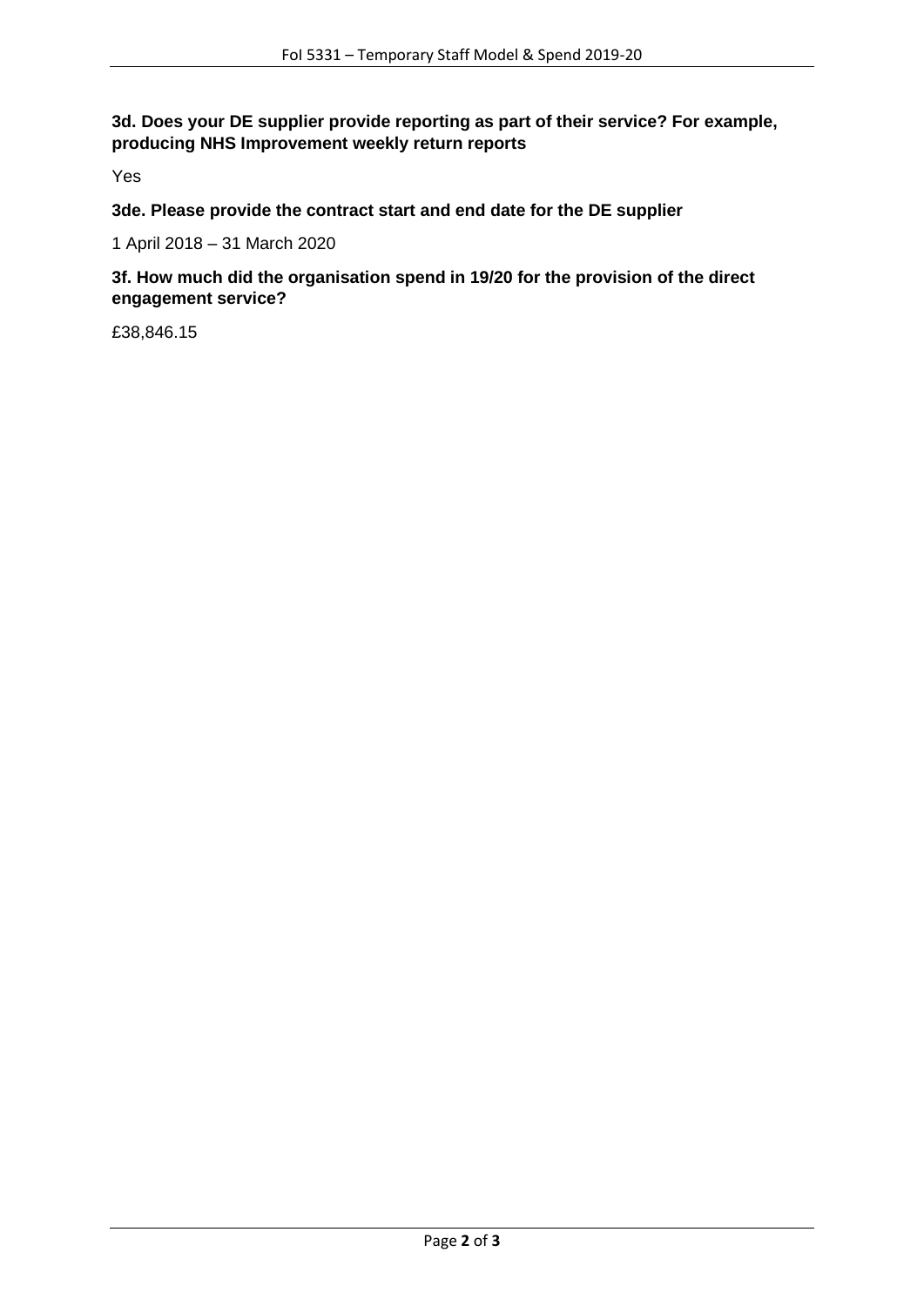**3d. Does your DE supplier provide reporting as part of their service? For example, producing NHS Improvement weekly return reports**

Yes

**3de. Please provide the contract start and end date for the DE supplier**

1 April 2018 – 31 March 2020

**3f. How much did the organisation spend in 19/20 for the provision of the direct engagement service?**

£38,846.15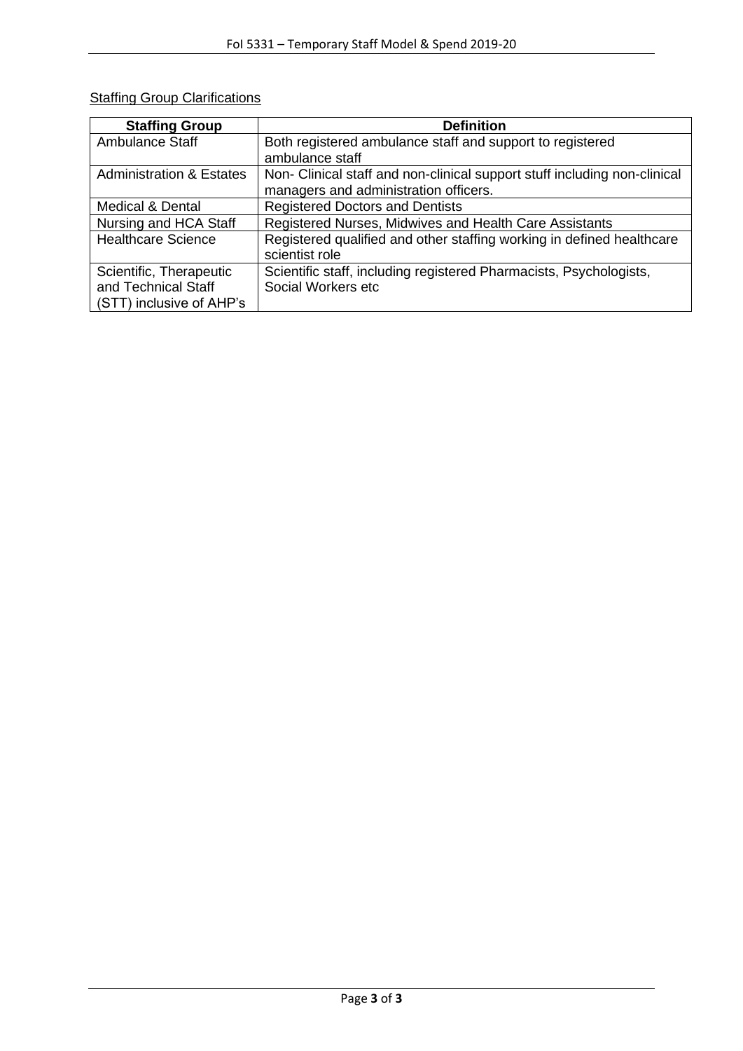Staffing Group Clarifications

| Staffing Group | Definition |
| --- | --- |
| Ambulance Staff | Both registered ambulance staff and support to registered ambulance staff |
| Administration & Estates | Non- Clinical staff and non-clinical support stuff including non-clinical managers and administration officers. |
| Medical & Dental | Registered Doctors and Dentists |
| Nursing and HCA Staff | Registered Nurses, Midwives and Health Care Assistants |
| Healthcare Science | Registered qualified and other staffing working in defined healthcare scientist role |
| Scientific, Therapeutic and Technical Staff (STT) inclusive of AHP's | Scientific staff, including registered Pharmacists, Psychologists, Social Workers etc |